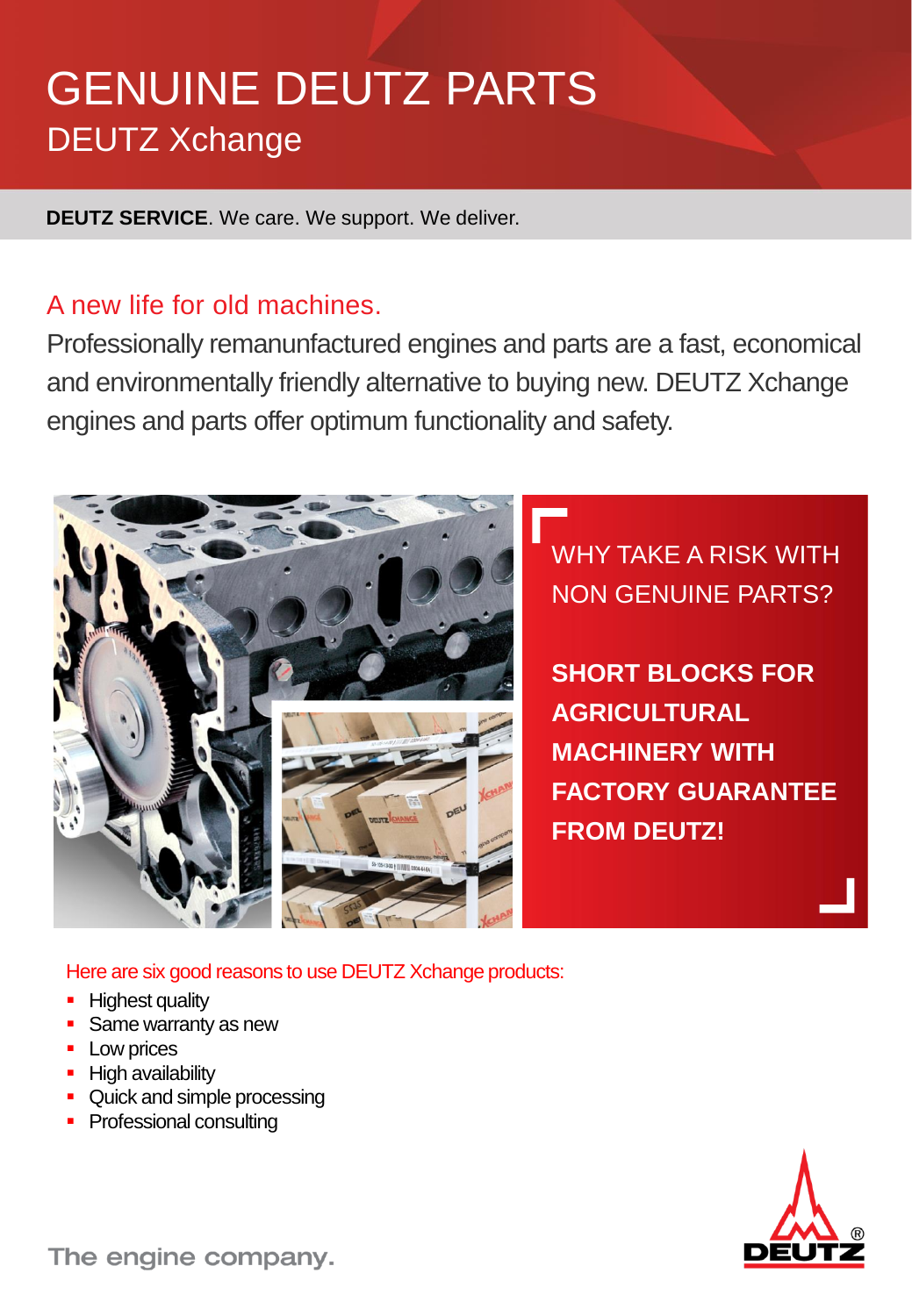# GENUINE DEUTZ PARTS

## DEUTZ Xchange

**DEUTZ SERVICE**. We care. We support. We deliver.

## A new life for old machines.

Professionally remanunfactured engines and parts are a fast, economical and environmentally friendly alternative to buying new. DEUTZ Xchange engines and parts offer optimum functionality and safety.

WHY TAKE A RISK WITH NON GENUINE PARTS?

**SHORT BLOCKS FOR AGRICULTURAL MACHINERY WITH FACTORY GUARANTEE FROM DEUTZ!**

Here are six good reasons to use DEUTZ Xchange products:

- Highest quality
- Same warranty as new
- Low prices
- High availability
- Quick and simple processing
- Professional consulting

The engine company.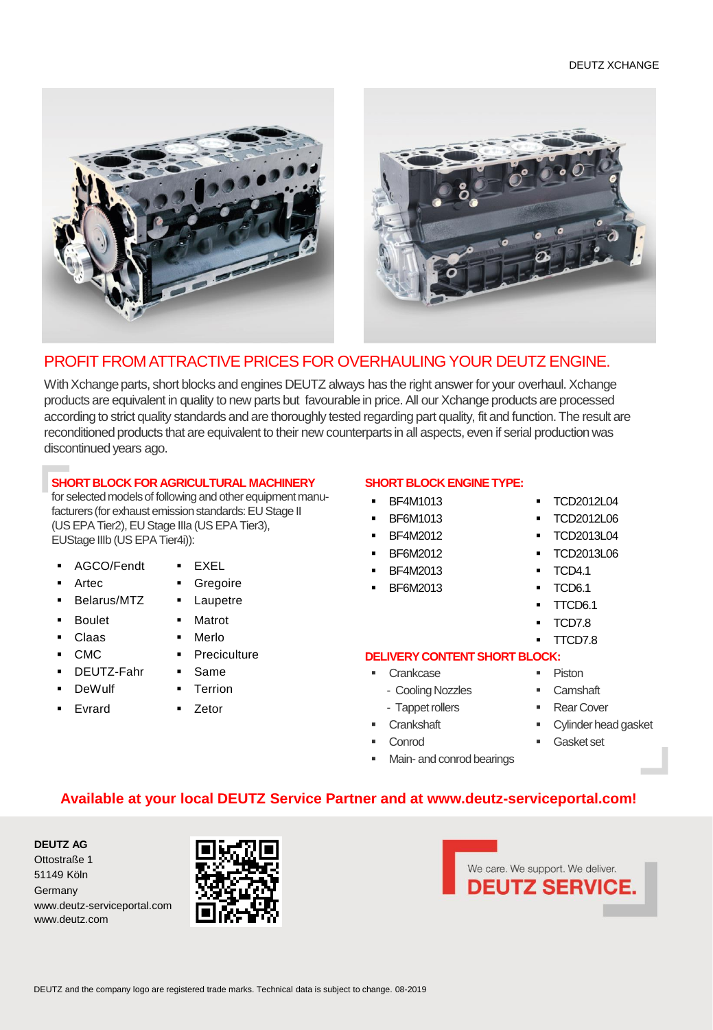## PROFIT FROM ATTRACTIVE PRICES FOR OVERHAULING YOUR DEUTZ ENGINE.

With Xchange parts, short blocks and engines DEUTZ always has the right answer for your overhaul. Xchange products are equivalent in quality to new parts but favourable in price. All our Xchange products are processed according to strict quality standards and are thoroughly tested regarding part quality, fit and function. The result are reconditioned products that are equivalent to their new counterparts in all aspects, even if serial production was discontinued years ago.

### SHORT BLOCK FOR AGRICULTURAL MACHINERY

for selected models of following and other equipment manufacturers (for exhaust emission standards: EU Stage II (US EPA Tier2), EU Stage IIIa (US EPA Tier3), EUStage IIIb (US EPA Tier4i)):

- AGCO/Fendt
- Artec
- Belarus/MTZ
- Boulet
- Claas
- CMC
- DEUTZ-Fahr
- DeWulf
- Evrard
- EXEL
- Gregoire
- Laupetre
- Matrot
- Merlo
- Preciculture
- Same
- Terrion
- Zetor

### SHORT BLOCK ENGINE TYPE:

- BF4M1013
- BF6M1013
- BF4M2012
- BF6M2012
- BF4M2013
- BF6M2013
- TCD2012L04
- TCD2012L06
- TCD2013L04
- TCD2013L06
- TCD4.1
- TCD6.1
- TTCD6.1
- TCD7.8
- TTCD7.8

### DELIVERY CONTENT SHORT BLOCK:

- Crankcase
  - Cooling Nozzles
  - Tappet rollers
- Crankshaft
- Conrod
- Main- and conrod bearings
- Piston
- Camshaft
- Rear Cover
- Cylinder head gasket
- Gasket set

**Available at your local DEUTZ Service Partner and at www.deutz-serviceportal.com!**

**DEUTZ AG**
Ottostraße 1
51149 Köln
Germany
www.deutz-serviceportal.com
www.deutz.com

We care. We support. We deliver.
**DEUTZ SERVICE.**

DEUTZ and the company logo are registered trade marks. Technical data is subject to change. 08-2019